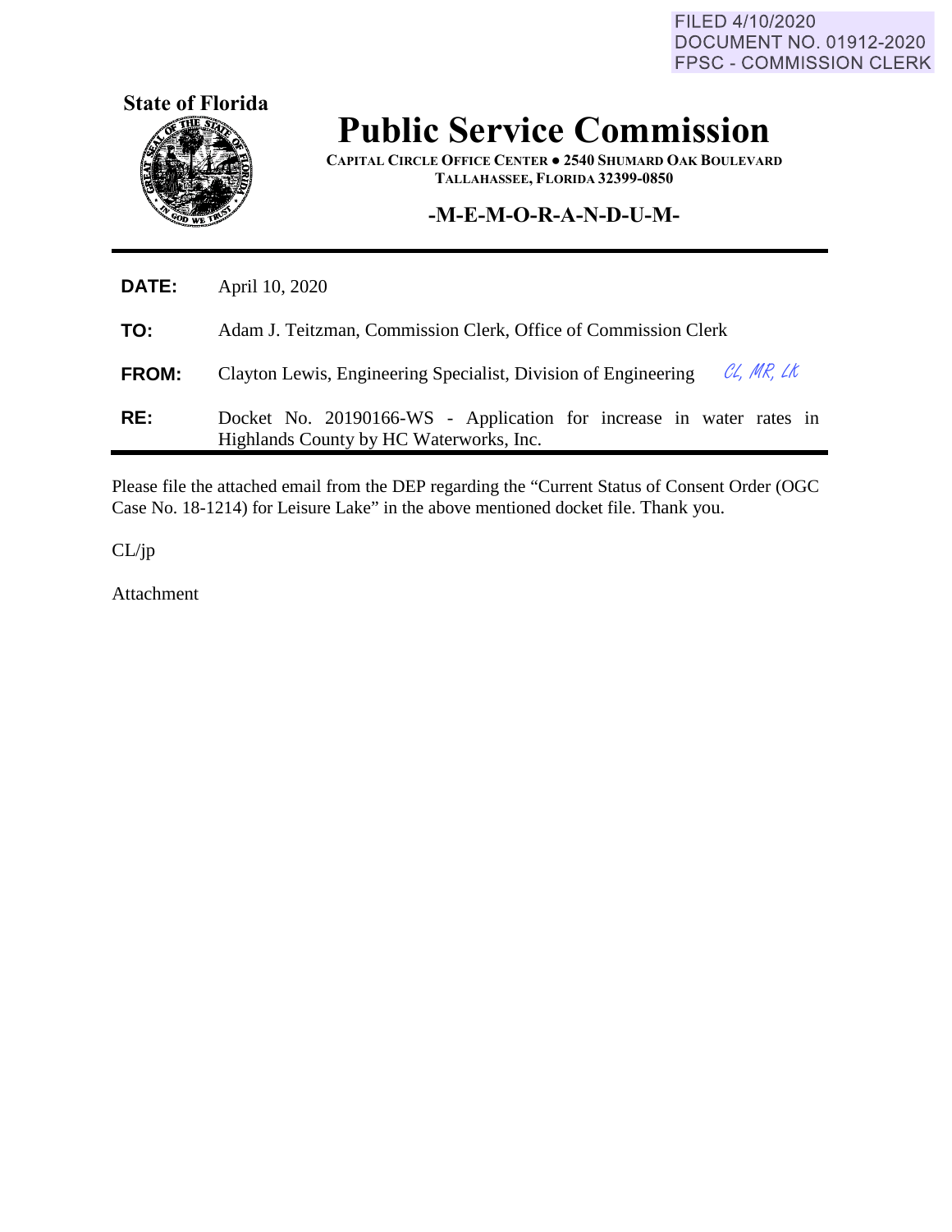FILED 4/10/2020
DOCUMENT NO. 01912-2020
FPSC - COMMISSION CLERK

**State of Florida**

# Public Service Commission

**CAPITAL CIRCLE OFFICE CENTER ● 2540 SHUMARD OAK BOULEVARD**
**TALLAHASSEE, FLORIDA 32399-0850**

## -M-E-M-O-R-A-N-D-U-M-

**DATE:** April 10, 2020

**TO:** Adam J. Teitzman, Commission Clerk, Office of Commission Clerk

**FROM:** Clayton Lewis, Engineering Specialist, Division of Engineering CL, MR, LK

**RE:** Docket No. 20190166-WS - Application for increase in water rates in Highlands County by HC Waterworks, Inc.

Please file the attached email from the DEP regarding the "Current Status of Consent Order (OGC Case No. 18-1214) for Leisure Lake" in the above mentioned docket file. Thank you.

CL/jp

Attachment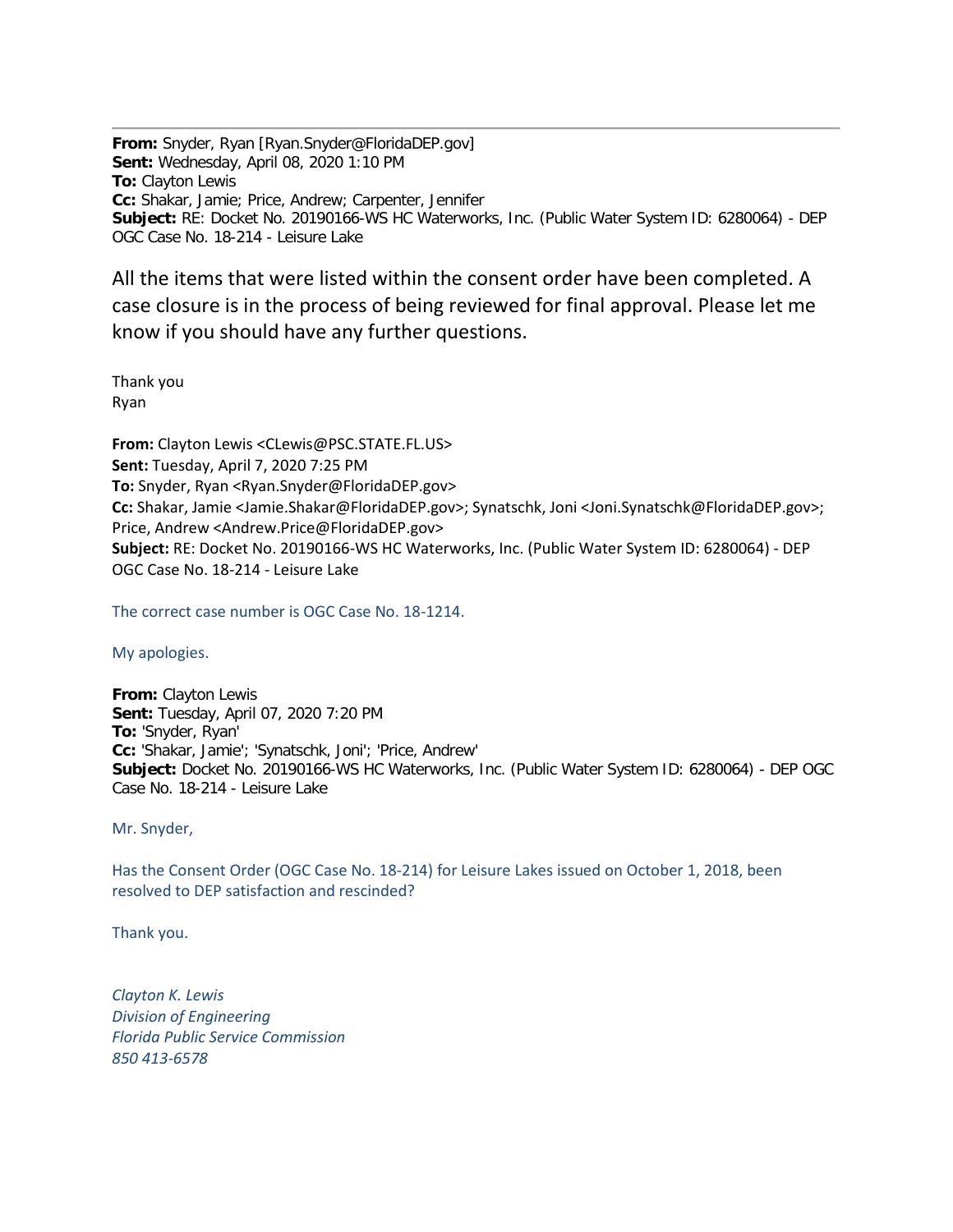---

**From:** Snyder, Ryan [Ryan.Snyder@FloridaDEP.gov]
**Sent:** Wednesday, April 08, 2020 1:10 PM
**To:** Clayton Lewis
**Cc:** Shakar, Jamie; Price, Andrew; Carpenter, Jennifer
**Subject:** RE: Docket No. 20190166-WS HC Waterworks, Inc. (Public Water System ID: 6280064) - DEP OGC Case No. 18-214 - Leisure Lake

All the items that were listed within the consent order have been completed. A case closure is in the process of being reviewed for final approval. Please let me know if you should have any further questions.

Thank you
Ryan

**From:** Clayton Lewis <CLewis@PSC.STATE.FL.US>
**Sent:** Tuesday, April 7, 2020 7:25 PM
**To:** Snyder, Ryan <Ryan.Snyder@FloridaDEP.gov>
**Cc:** Shakar, Jamie <Jamie.Shakar@FloridaDEP.gov>; Synatschk, Joni <Joni.Synatschk@FloridaDEP.gov>; Price, Andrew <Andrew.Price@FloridaDEP.gov>
**Subject:** RE: Docket No. 20190166-WS HC Waterworks, Inc. (Public Water System ID: 6280064) - DEP OGC Case No. 18-214 - Leisure Lake

The correct case number is OGC Case No. 18-1214.

My apologies.

**From:** Clayton Lewis
**Sent:** Tuesday, April 07, 2020 7:20 PM
**To:** 'Snyder, Ryan'
**Cc:** 'Shakar, Jamie'; 'Synatschk, Joni'; 'Price, Andrew'
**Subject:** Docket No. 20190166-WS HC Waterworks, Inc. (Public Water System ID: 6280064) - DEP OGC Case No. 18-214 - Leisure Lake

Mr. Snyder,

Has the Consent Order (OGC Case No. 18-214) for Leisure Lakes issued on October 1, 2018, been resolved to DEP satisfaction and rescinded?

Thank you.

*Clayton K. Lewis*
*Division of Engineering*
*Florida Public Service Commission*
*850 413-6578*